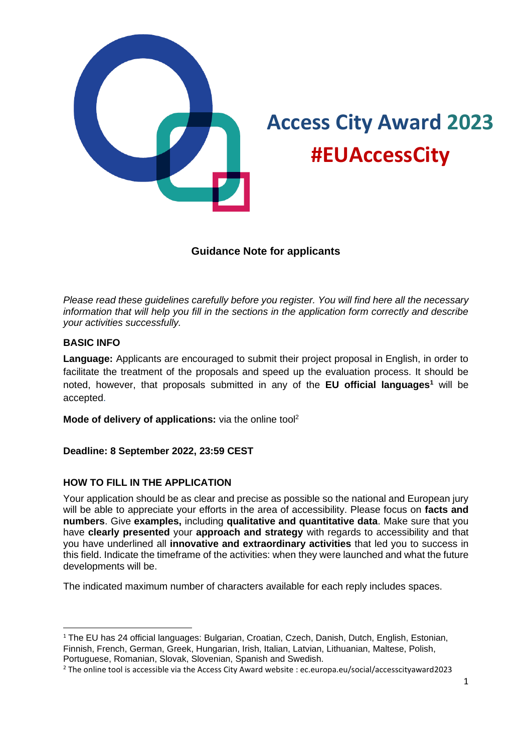# Access City Award 2023
## #EUAccessCity

**Guidance Note for applicants**

*Please read these guidelines carefully before you register. You will find here all the necessary information that will help you fill in the sections in the application form correctly and describe your activities successfully.*

### BASIC INFO

**Language:** Applicants are encouraged to submit their project proposal in English, in order to facilitate the treatment of the proposals and speed up the evaluation process. It should be noted, however, that proposals submitted in any of the **EU official languages**[1] will be accepted.

**Mode of delivery of applications:** via the online tool[2]

**Deadline: 8 September 2022, 23:59 CEST**

### HOW TO FILL IN THE APPLICATION

Your application should be as clear and precise as possible so the national and European jury will be able to appreciate your efforts in the area of accessibility. Please focus on **facts and numbers**. Give **examples,** including **qualitative and quantitative data**. Make sure that you have **clearly presented** your **approach and strategy** with regards to accessibility and that you have underlined all **innovative and extraordinary activities** that led you to success in this field. Indicate the timeframe of the activities: when they were launched and what the future developments will be.

The indicated maximum number of characters available for each reply includes spaces.

---

[1] The EU has 24 official languages: Bulgarian, Croatian, Czech, Danish, Dutch, English, Estonian, Finnish, French, German, Greek, Hungarian, Irish, Italian, Latvian, Lithuanian, Maltese, Polish, Portuguese, Romanian, Slovak, Slovenian, Spanish and Swedish.

[2] The online tool is accessible via the Access City Award website : ec.europa.eu/social/accesscityaward2023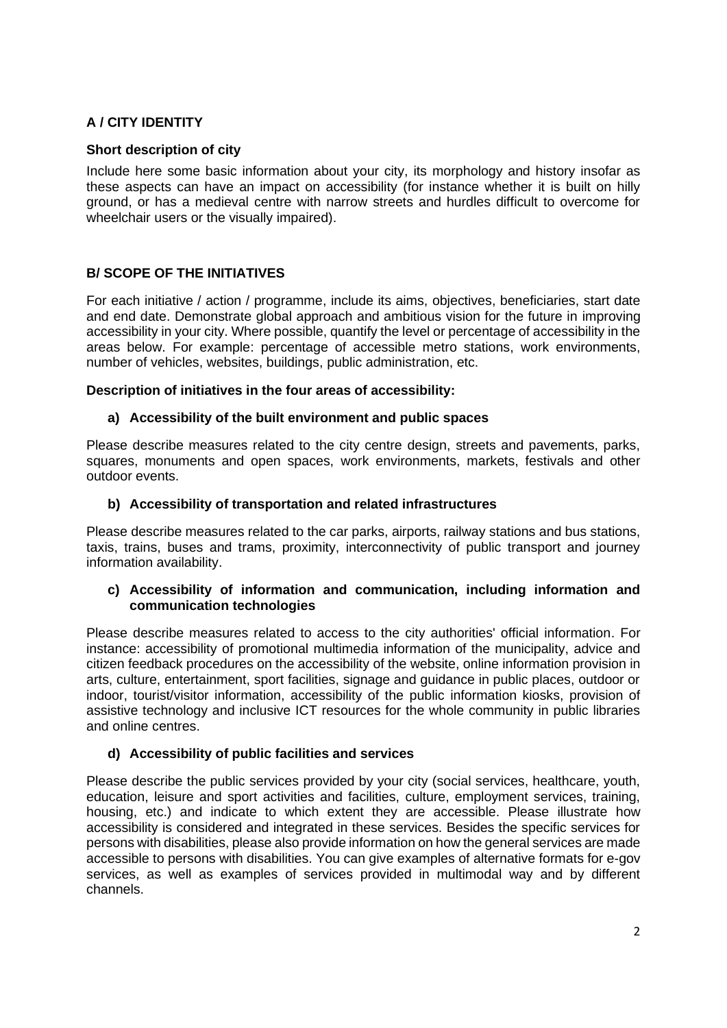## A / CITY IDENTITY

### Short description of city

Include here some basic information about your city, its morphology and history insofar as these aspects can have an impact on accessibility (for instance whether it is built on hilly ground, or has a medieval centre with narrow streets and hurdles difficult to overcome for wheelchair users or the visually impaired).

## B/ SCOPE OF THE INITIATIVES

For each initiative / action / programme, include its aims, objectives, beneficiaries, start date and end date. Demonstrate global approach and ambitious vision for the future in improving accessibility in your city. Where possible, quantify the level or percentage of accessibility in the areas below. For example: percentage of accessible metro stations, work environments, number of vehicles, websites, buildings, public administration, etc.

### Description of initiatives in the four areas of accessibility:

#### a) Accessibility of the built environment and public spaces

Please describe measures related to the city centre design, streets and pavements, parks, squares, monuments and open spaces, work environments, markets, festivals and other outdoor events.

#### b) Accessibility of transportation and related infrastructures

Please describe measures related to the car parks, airports, railway stations and bus stations, taxis, trains, buses and trams, proximity, interconnectivity of public transport and journey information availability.

#### c) Accessibility of information and communication, including information and communication technologies

Please describe measures related to access to the city authorities' official information. For instance: accessibility of promotional multimedia information of the municipality, advice and citizen feedback procedures on the accessibility of the website, online information provision in arts, culture, entertainment, sport facilities, signage and guidance in public places, outdoor or indoor, tourist/visitor information, accessibility of the public information kiosks, provision of assistive technology and inclusive ICT resources for the whole community in public libraries and online centres.

#### d) Accessibility of public facilities and services

Please describe the public services provided by your city (social services, healthcare, youth, education, leisure and sport activities and facilities, culture, employment services, training, housing, etc.) and indicate to which extent they are accessible. Please illustrate how accessibility is considered and integrated in these services. Besides the specific services for persons with disabilities, please also provide information on how the general services are made accessible to persons with disabilities. You can give examples of alternative formats for e-gov services, as well as examples of services provided in multimodal way and by different channels.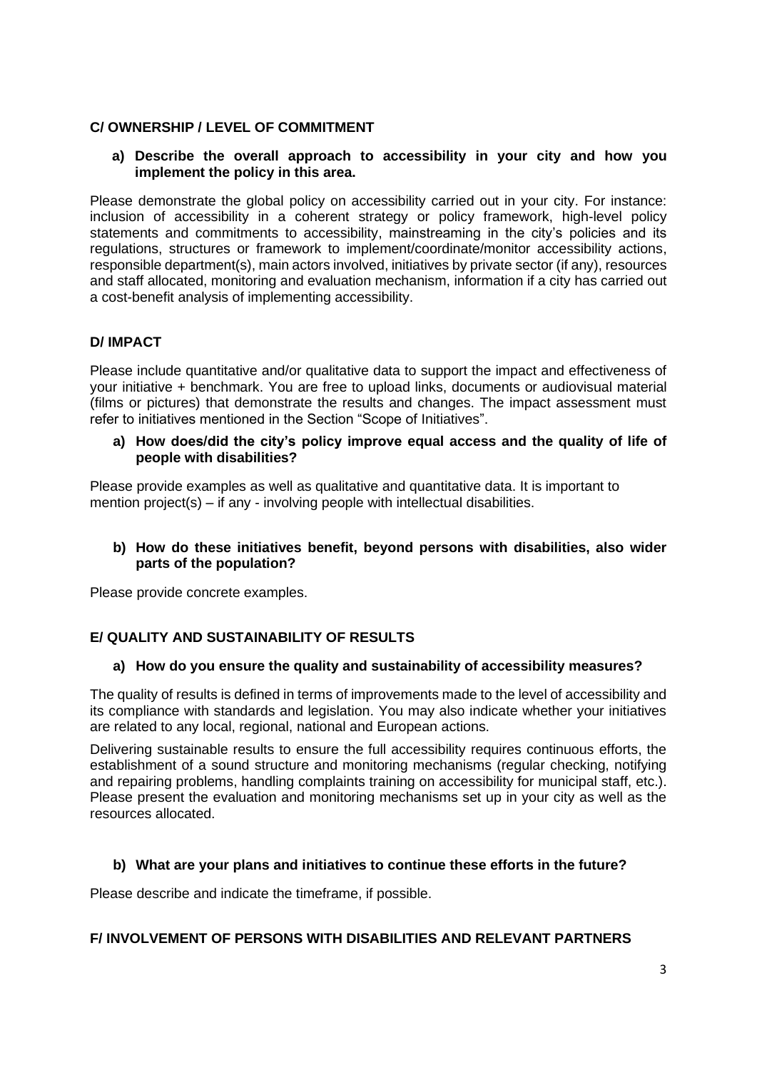## C/ OWNERSHIP / LEVEL OF COMMITMENT

**a) Describe the overall approach to accessibility in your city and how you implement the policy in this area.**

Please demonstrate the global policy on accessibility carried out in your city. For instance: inclusion of accessibility in a coherent strategy or policy framework, high-level policy statements and commitments to accessibility, mainstreaming in the city's policies and its regulations, structures or framework to implement/coordinate/monitor accessibility actions, responsible department(s), main actors involved, initiatives by private sector (if any), resources and staff allocated, monitoring and evaluation mechanism, information if a city has carried out a cost-benefit analysis of implementing accessibility.

## D/ IMPACT

Please include quantitative and/or qualitative data to support the impact and effectiveness of your initiative + benchmark. You are free to upload links, documents or audiovisual material (films or pictures) that demonstrate the results and changes. The impact assessment must refer to initiatives mentioned in the Section "Scope of Initiatives".

**a) How does/did the city's policy improve equal access and the quality of life of people with disabilities?**

Please provide examples as well as qualitative and quantitative data. It is important to mention project(s) – if any - involving people with intellectual disabilities.

**b) How do these initiatives benefit, beyond persons with disabilities, also wider parts of the population?**

Please provide concrete examples.

## E/ QUALITY AND SUSTAINABILITY OF RESULTS

**a) How do you ensure the quality and sustainability of accessibility measures?**

The quality of results is defined in terms of improvements made to the level of accessibility and its compliance with standards and legislation. You may also indicate whether your initiatives are related to any local, regional, national and European actions.

Delivering sustainable results to ensure the full accessibility requires continuous efforts, the establishment of a sound structure and monitoring mechanisms (regular checking, notifying and repairing problems, handling complaints training on accessibility for municipal staff, etc.). Please present the evaluation and monitoring mechanisms set up in your city as well as the resources allocated.

**b) What are your plans and initiatives to continue these efforts in the future?**

Please describe and indicate the timeframe, if possible.

## F/ INVOLVEMENT OF PERSONS WITH DISABILITIES AND RELEVANT PARTNERS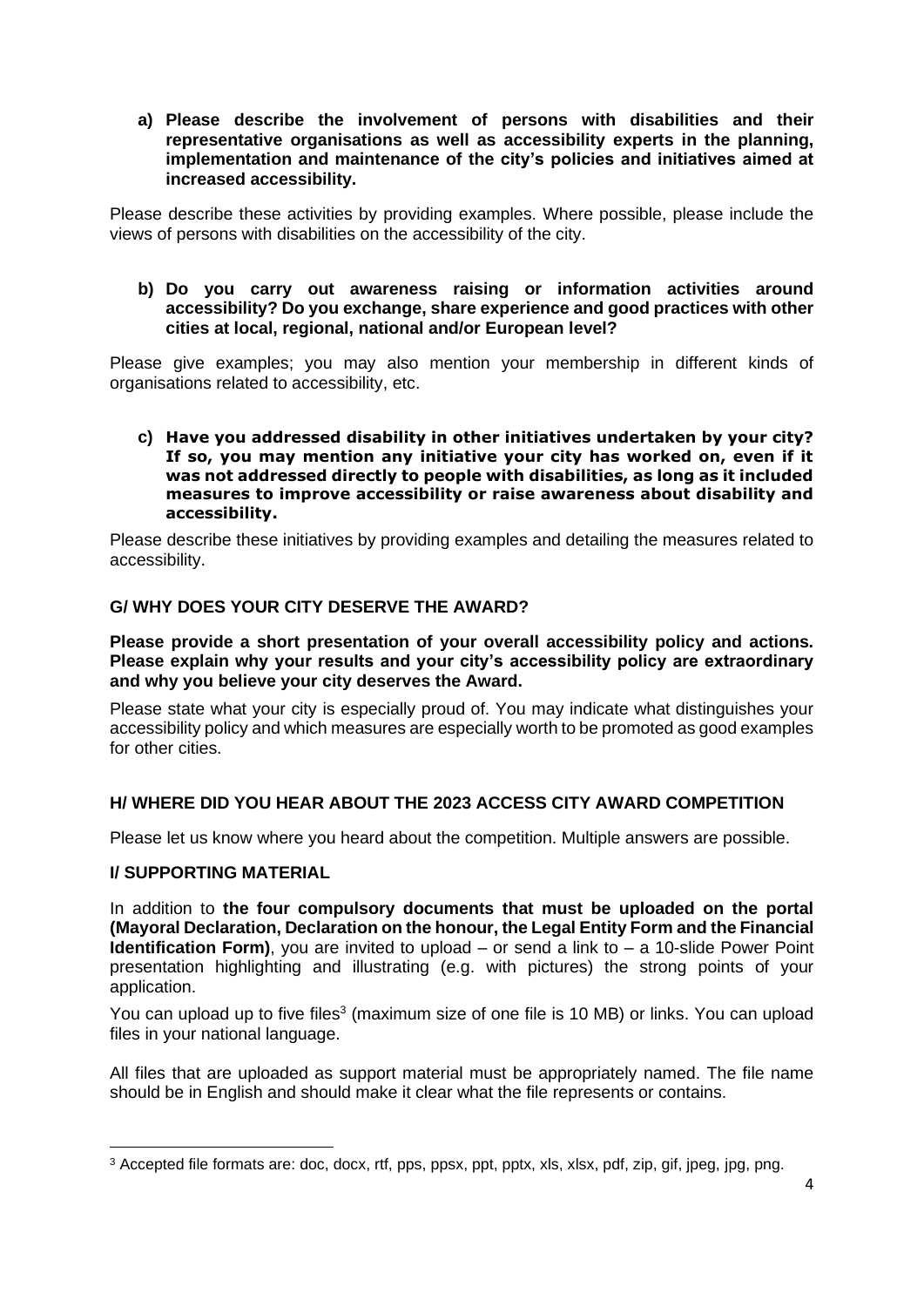**a) Please describe the involvement of persons with disabilities and their representative organisations as well as accessibility experts in the planning, implementation and maintenance of the city's policies and initiatives aimed at increased accessibility.**

Please describe these activities by providing examples. Where possible, please include the views of persons with disabilities on the accessibility of the city.

**b) Do you carry out awareness raising or information activities around accessibility? Do you exchange, share experience and good practices with other cities at local, regional, national and/or European level?**

Please give examples; you may also mention your membership in different kinds of organisations related to accessibility, etc.

**c) Have you addressed disability in other initiatives undertaken by your city? If so, you may mention any initiative your city has worked on, even if it was not addressed directly to people with disabilities, as long as it included measures to improve accessibility or raise awareness about disability and accessibility.**

Please describe these initiatives by providing examples and detailing the measures related to accessibility.

## G/ WHY DOES YOUR CITY DESERVE THE AWARD?

**Please provide a short presentation of your overall accessibility policy and actions. Please explain why your results and your city's accessibility policy are extraordinary and why you believe your city deserves the Award.**

Please state what your city is especially proud of. You may indicate what distinguishes your accessibility policy and which measures are especially worth to be promoted as good examples for other cities.

## H/ WHERE DID YOU HEAR ABOUT THE 2023 ACCESS CITY AWARD COMPETITION

Please let us know where you heard about the competition. Multiple answers are possible.

## I/ SUPPORTING MATERIAL

In addition to **the four compulsory documents that must be uploaded on the portal (Mayoral Declaration, Declaration on the honour, the Legal Entity Form and the Financial Identification Form)**, you are invited to upload – or send a link to – a 10-slide Power Point presentation highlighting and illustrating (e.g. with pictures) the strong points of your application.

You can upload up to five files[3] (maximum size of one file is 10 MB) or links. You can upload files in your national language.

All files that are uploaded as support material must be appropriately named. The file name should be in English and should make it clear what the file represents or contains.

---

[3] Accepted file formats are: doc, docx, rtf, pps, ppsx, ppt, pptx, xls, xlsx, pdf, zip, gif, jpeg, jpg, png.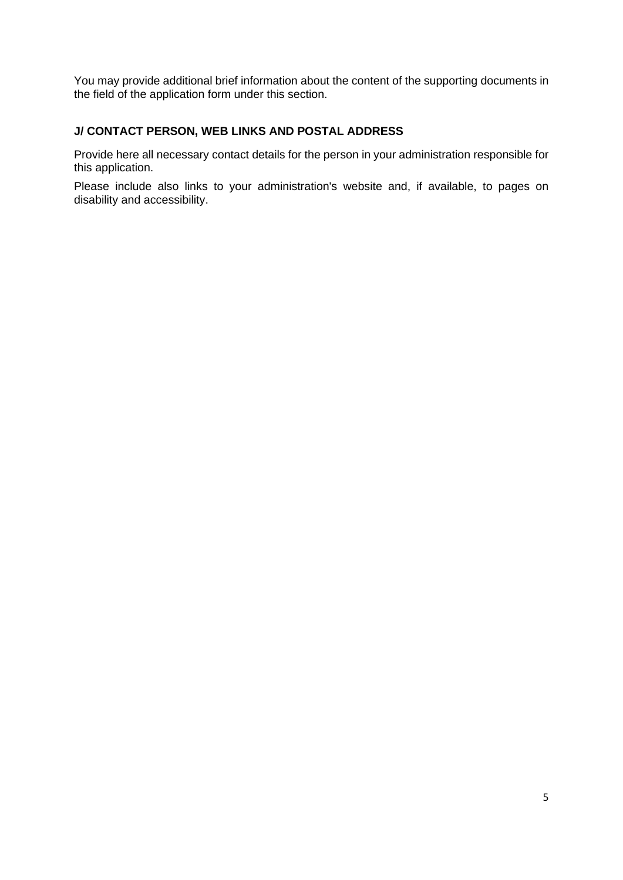You may provide additional brief information about the content of the supporting documents in the field of the application form under this section.

## J/ CONTACT PERSON, WEB LINKS AND POSTAL ADDRESS

Provide here all necessary contact details for the person in your administration responsible for this application.

Please include also links to your administration's website and, if available, to pages on disability and accessibility.